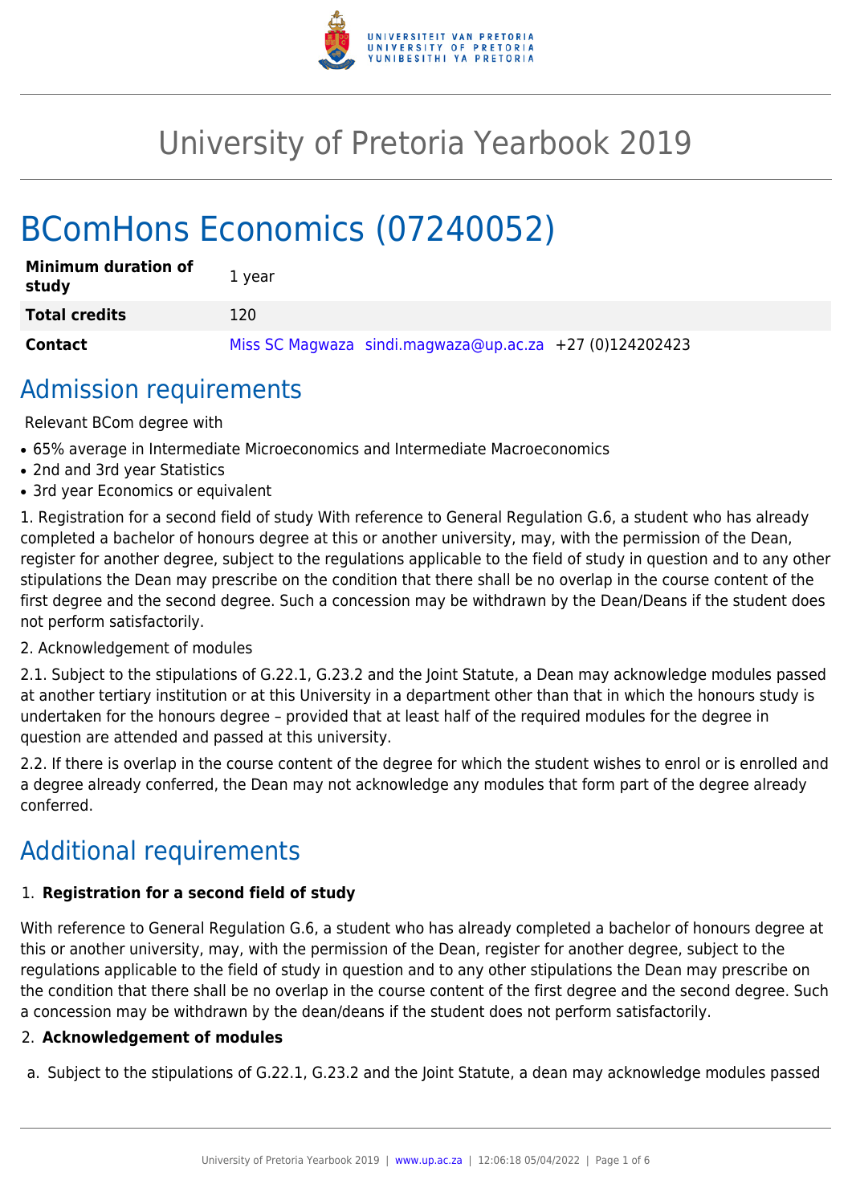# University of Pretoria Yearbook 2019

# BComHons Economics (07240052)

| **Minimum duration of study** | 1 year |
|---|---|
| **Total credits** | 120 |
| **Contact** | Miss SC Magwaza sindi.magwaza@up.ac.za +27 (0)124202423 |

## Admission requirements

Relevant BCom degree with

- 65% average in Intermediate Microeconomics and Intermediate Macroeconomics
- 2nd and 3rd year Statistics
- 3rd year Economics or equivalent

1. Registration for a second field of study With reference to General Regulation G.6, a student who has already completed a bachelor of honours degree at this or another university, may, with the permission of the Dean, register for another degree, subject to the regulations applicable to the field of study in question and to any other stipulations the Dean may prescribe on the condition that there shall be no overlap in the course content of the first degree and the second degree. Such a concession may be withdrawn by the Dean/Deans if the student does not perform satisfactorily.

2. Acknowledgement of modules

2.1. Subject to the stipulations of G.22.1, G.23.2 and the Joint Statute, a Dean may acknowledge modules passed at another tertiary institution or at this University in a department other than that in which the honours study is undertaken for the honours degree – provided that at least half of the required modules for the degree in question are attended and passed at this university.

2.2. If there is overlap in the course content of the degree for which the student wishes to enrol or is enrolled and a degree already conferred, the Dean may not acknowledge any modules that form part of the degree already conferred.

## Additional requirements

1. **Registration for a second field of study**

With reference to General Regulation G.6, a student who has already completed a bachelor of honours degree at this or another university, may, with the permission of the Dean, register for another degree, subject to the regulations applicable to the field of study in question and to any other stipulations the Dean may prescribe on the condition that there shall be no overlap in the course content of the first degree and the second degree. Such a concession may be withdrawn by the dean/deans if the student does not perform satisfactorily.

2. **Acknowledgement of modules**

a. Subject to the stipulations of G.22.1, G.23.2 and the Joint Statute, a dean may acknowledge modules passed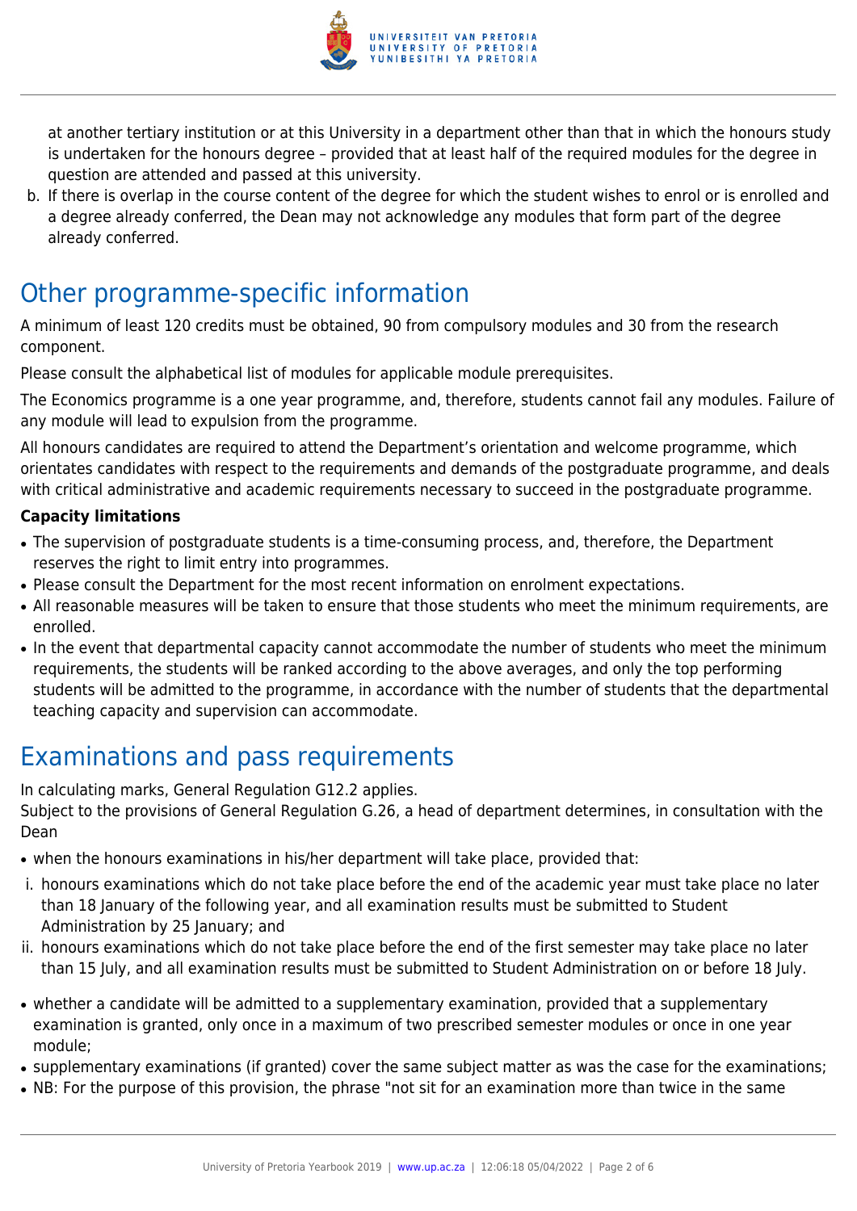at another tertiary institution or at this University in a department other than that in which the honours study is undertaken for the honours degree – provided that at least half of the required modules for the degree in question are attended and passed at this university.

b. If there is overlap in the course content of the degree for which the student wishes to enrol or is enrolled and a degree already conferred, the Dean may not acknowledge any modules that form part of the degree already conferred.

# Other programme-specific information

A minimum of least 120 credits must be obtained, 90 from compulsory modules and 30 from the research component.

Please consult the alphabetical list of modules for applicable module prerequisites.

The Economics programme is a one year programme, and, therefore, students cannot fail any modules. Failure of any module will lead to expulsion from the programme.

All honours candidates are required to attend the Department's orientation and welcome programme, which orientates candidates with respect to the requirements and demands of the postgraduate programme, and deals with critical administrative and academic requirements necessary to succeed in the postgraduate programme.

**Capacity limitations**

- The supervision of postgraduate students is a time-consuming process, and, therefore, the Department reserves the right to limit entry into programmes.
- Please consult the Department for the most recent information on enrolment expectations.
- All reasonable measures will be taken to ensure that those students who meet the minimum requirements, are enrolled.
- In the event that departmental capacity cannot accommodate the number of students who meet the minimum requirements, the students will be ranked according to the above averages, and only the top performing students will be admitted to the programme, in accordance with the number of students that the departmental teaching capacity and supervision can accommodate.

# Examinations and pass requirements

In calculating marks, General Regulation G12.2 applies.
Subject to the provisions of General Regulation G.26, a head of department determines, in consultation with the Dean

- when the honours examinations in his/her department will take place, provided that:

i. honours examinations which do not take place before the end of the academic year must take place no later than 18 January of the following year, and all examination results must be submitted to Student Administration by 25 January; and

ii. honours examinations which do not take place before the end of the first semester may take place no later than 15 July, and all examination results must be submitted to Student Administration on or before 18 July.

- whether a candidate will be admitted to a supplementary examination, provided that a supplementary examination is granted, only once in a maximum of two prescribed semester modules or once in one year module;
- supplementary examinations (if granted) cover the same subject matter as was the case for the examinations;
- NB: For the purpose of this provision, the phrase "not sit for an examination more than twice in the same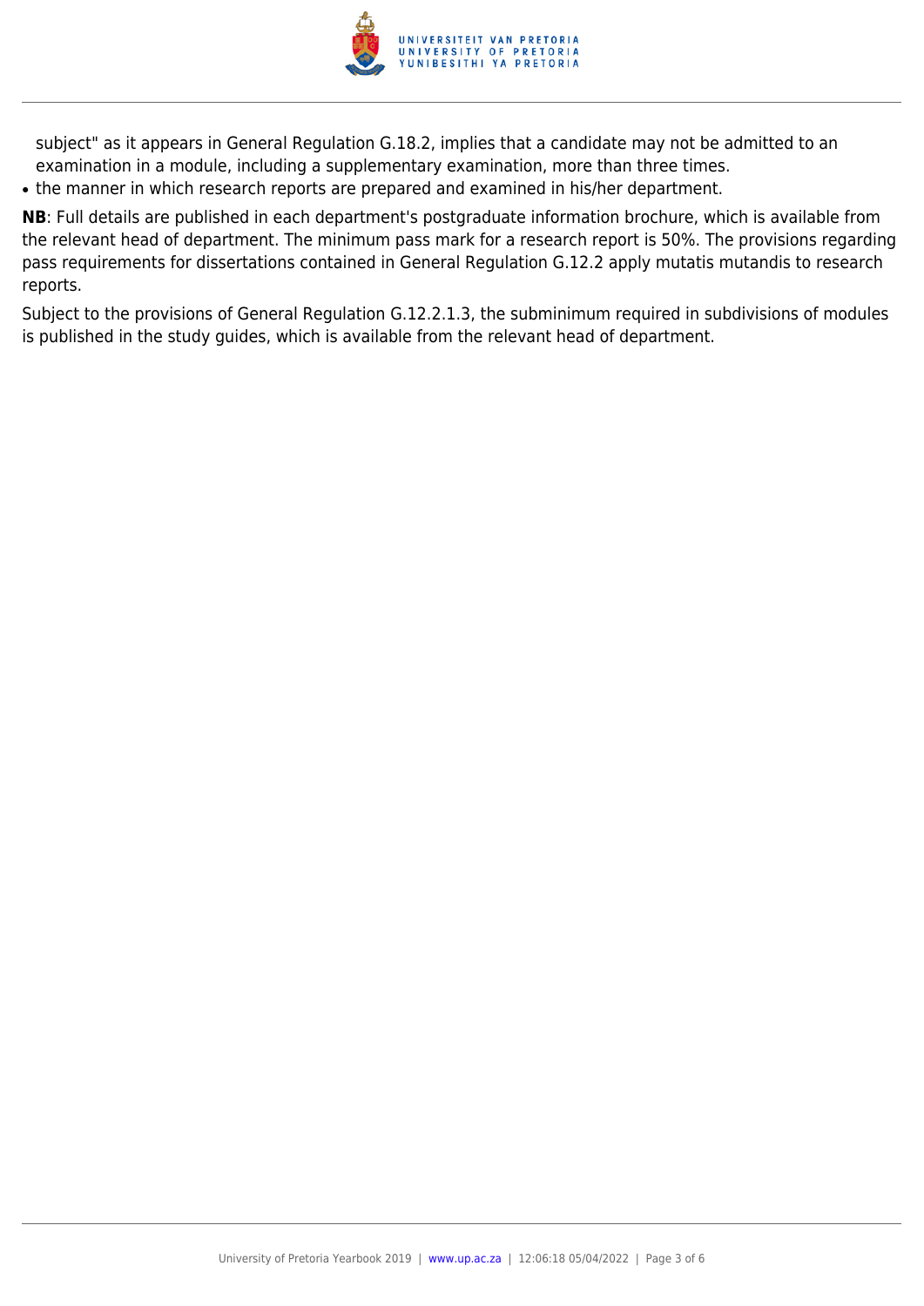subject" as it appears in General Regulation G.18.2, implies that a candidate may not be admitted to an examination in a module, including a supplementary examination, more than three times.

- the manner in which research reports are prepared and examined in his/her department.

**NB**: Full details are published in each department's postgraduate information brochure, which is available from the relevant head of department. The minimum pass mark for a research report is 50%. The provisions regarding pass requirements for dissertations contained in General Regulation G.12.2 apply mutatis mutandis to research reports.

Subject to the provisions of General Regulation G.12.2.1.3, the subminimum required in subdivisions of modules is published in the study guides, which is available from the relevant head of department.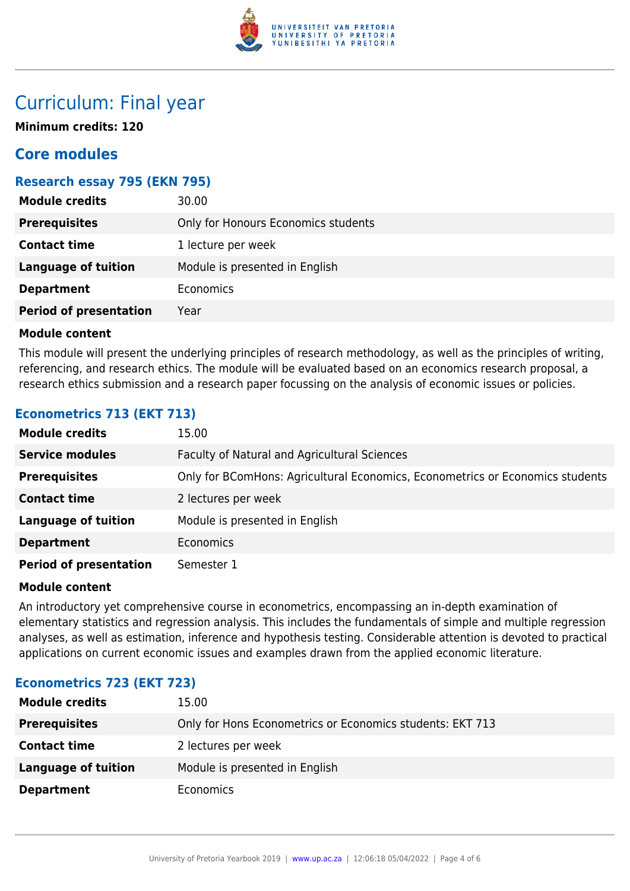# Curriculum: Final year

**Minimum credits: 120**

## Core modules

### Research essay 795 (EKN 795)

| | |
|---|---|
| **Module credits** | 30.00 |
| **Prerequisites** | Only for Honours Economics students |
| **Contact time** | 1 lecture per week |
| **Language of tuition** | Module is presented in English |
| **Department** | Economics |
| **Period of presentation** | Year |

**Module content**

This module will present the underlying principles of research methodology, as well as the principles of writing, referencing, and research ethics. The module will be evaluated based on an economics research proposal, a research ethics submission and a research paper focussing on the analysis of economic issues or policies.

### Econometrics 713 (EKT 713)

| | |
|---|---|
| **Module credits** | 15.00 |
| **Service modules** | Faculty of Natural and Agricultural Sciences |
| **Prerequisites** | Only for BComHons: Agricultural Economics, Econometrics or Economics students |
| **Contact time** | 2 lectures per week |
| **Language of tuition** | Module is presented in English |
| **Department** | Economics |
| **Period of presentation** | Semester 1 |

**Module content**

An introductory yet comprehensive course in econometrics, encompassing an in-depth examination of elementary statistics and regression analysis. This includes the fundamentals of simple and multiple regression analyses, as well as estimation, inference and hypothesis testing. Considerable attention is devoted to practical applications on current economic issues and examples drawn from the applied economic literature.

### Econometrics 723 (EKT 723)

| | |
|---|---|
| **Module credits** | 15.00 |
| **Prerequisites** | Only for Hons Econometrics or Economics students: EKT 713 |
| **Contact time** | 2 lectures per week |
| **Language of tuition** | Module is presented in English |
| **Department** | Economics |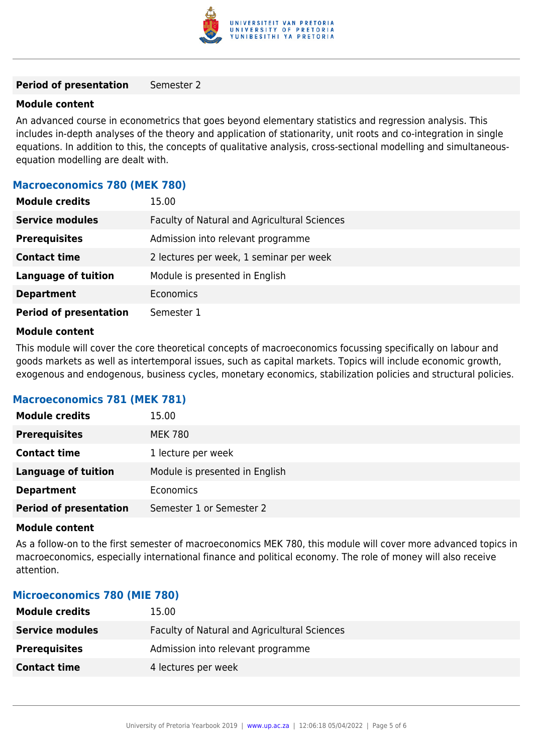| | |
|---|---|
| **Period of presentation** | Semester 2 |

**Module content**

An advanced course in econometrics that goes beyond elementary statistics and regression analysis. This includes in-depth analyses of the theory and application of stationarity, unit roots and co-integration in single equations. In addition to this, the concepts of qualitative analysis, cross-sectional modelling and simultaneous-equation modelling are dealt with.

### Macroeconomics 780 (MEK 780)

| | |
|---|---|
| **Module credits** | 15.00 |
| **Service modules** | Faculty of Natural and Agricultural Sciences |
| **Prerequisites** | Admission into relevant programme |
| **Contact time** | 2 lectures per week, 1 seminar per week |
| **Language of tuition** | Module is presented in English |
| **Department** | Economics |
| **Period of presentation** | Semester 1 |

**Module content**

This module will cover the core theoretical concepts of macroeconomics focussing specifically on labour and goods markets as well as intertemporal issues, such as capital markets. Topics will include economic growth, exogenous and endogenous, business cycles, monetary economics, stabilization policies and structural policies.

### Macroeconomics 781 (MEK 781)

| | |
|---|---|
| **Module credits** | 15.00 |
| **Prerequisites** | MEK 780 |
| **Contact time** | 1 lecture per week |
| **Language of tuition** | Module is presented in English |
| **Department** | Economics |
| **Period of presentation** | Semester 1 or Semester 2 |

**Module content**

As a follow-on to the first semester of macroeconomics MEK 780, this module will cover more advanced topics in macroeconomics, especially international finance and political economy. The role of money will also receive attention.

### Microeconomics 780 (MIE 780)

| | |
|---|---|
| **Module credits** | 15.00 |
| **Service modules** | Faculty of Natural and Agricultural Sciences |
| **Prerequisites** | Admission into relevant programme |
| **Contact time** | 4 lectures per week |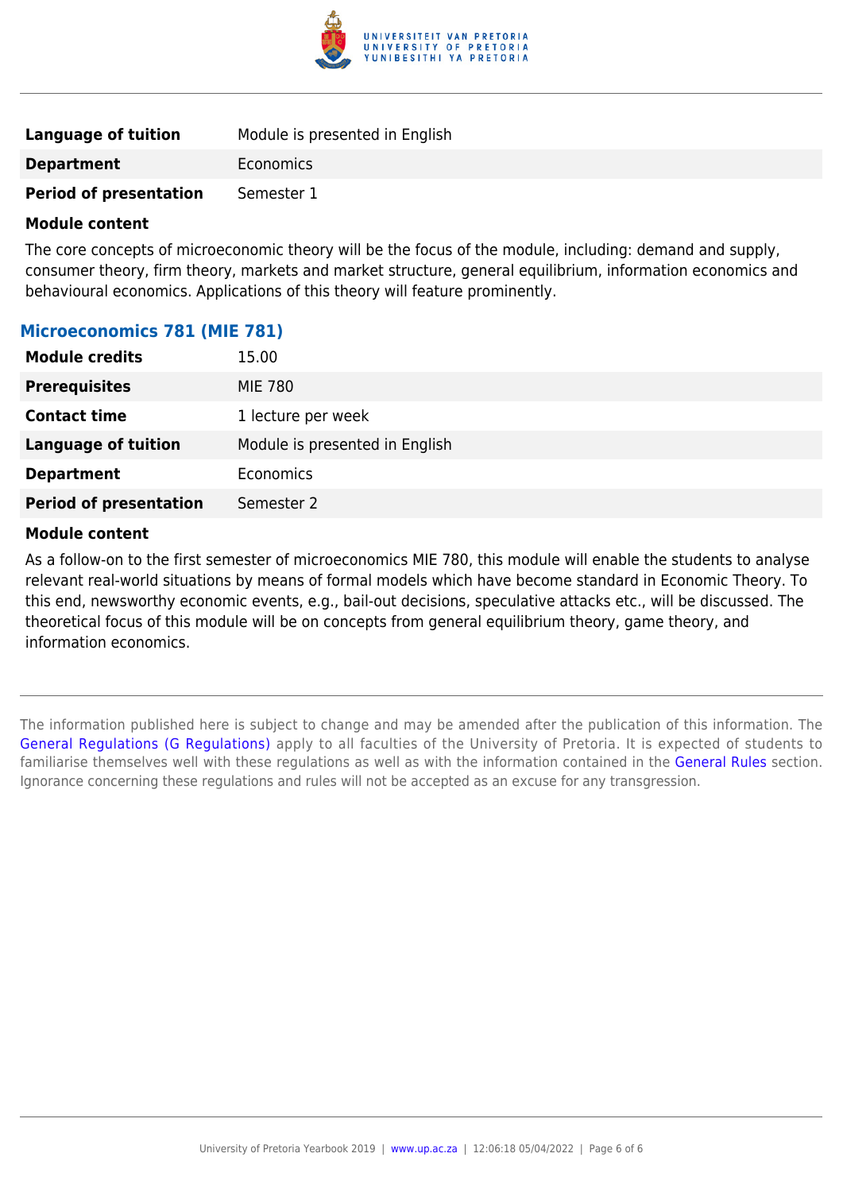| | |
|---|---|
| **Language of tuition** | Module is presented in English |
| **Department** | Economics |
| **Period of presentation** | Semester 1 |

**Module content**

The core concepts of microeconomic theory will be the focus of the module, including: demand and supply, consumer theory, firm theory, markets and market structure, general equilibrium, information economics and behavioural economics. Applications of this theory will feature prominently.

### Microeconomics 781 (MIE 781)

| | |
|---|---|
| **Module credits** | 15.00 |
| **Prerequisites** | MIE 780 |
| **Contact time** | 1 lecture per week |
| **Language of tuition** | Module is presented in English |
| **Department** | Economics |
| **Period of presentation** | Semester 2 |

**Module content**

As a follow-on to the first semester of microeconomics MIE 780, this module will enable the students to analyse relevant real-world situations by means of formal models which have become standard in Economic Theory. To this end, newsworthy economic events, e.g., bail-out decisions, speculative attacks etc., will be discussed. The theoretical focus of this module will be on concepts from general equilibrium theory, game theory, and information economics.

The information published here is subject to change and may be amended after the publication of this information. The General Regulations (G Regulations) apply to all faculties of the University of Pretoria. It is expected of students to familiarise themselves well with these regulations as well as with the information contained in the General Rules section. Ignorance concerning these regulations and rules will not be accepted as an excuse for any transgression.